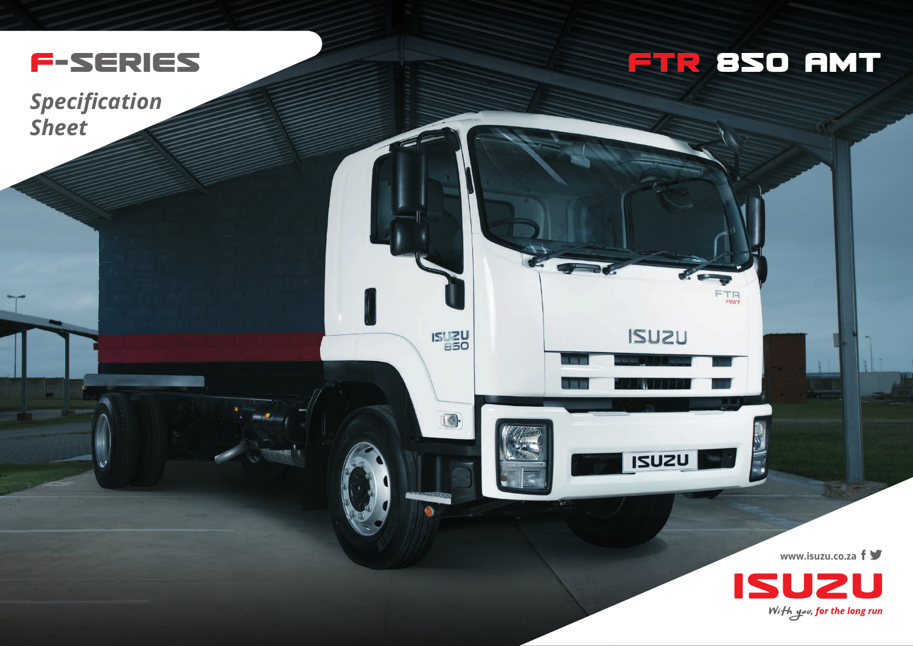# F-SERIES

*Specification Sheet*

# FTR 850 AMT

www.isuzu.co.za

ISUZU

*With you, for the long run*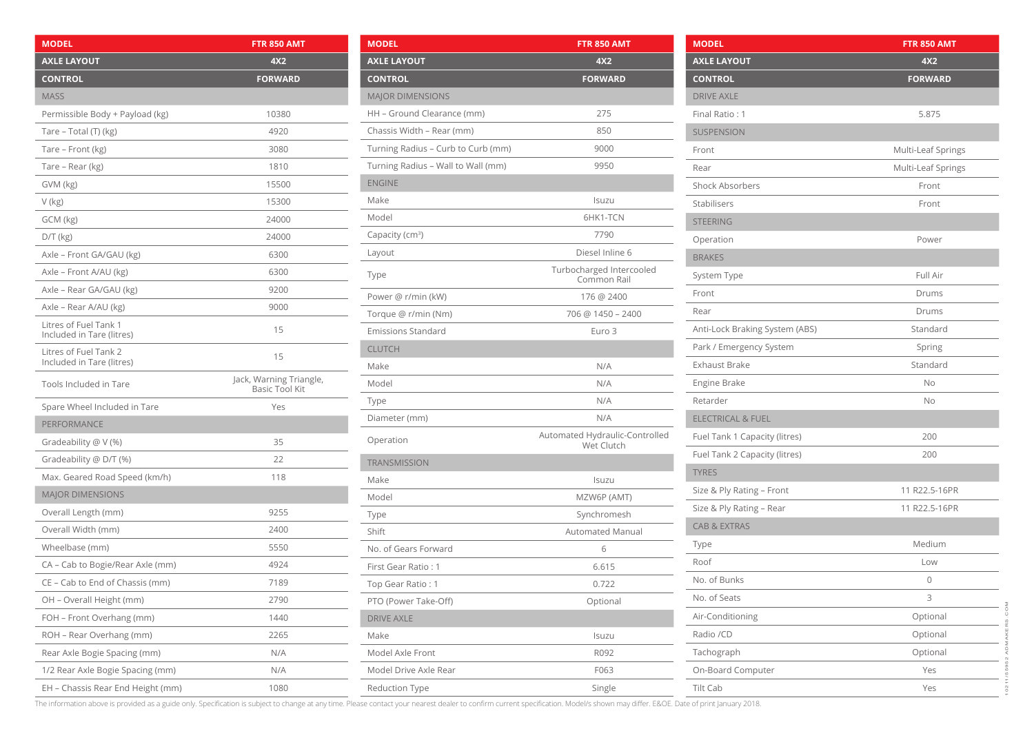| MODEL | FTR 850 AMT |
| --- | --- |
| AXLE LAYOUT | 4X2 |
| CONTROL | FORWARD |
| MASS | |
| Permissible Body + Payload (kg) | 10380 |
| Tare – Total (T) (kg) | 4920 |
| Tare – Front (kg) | 3080 |
| Tare – Rear (kg) | 1810 |
| GVM (kg) | 15500 |
| V (kg) | 15300 |
| GCM (kg) | 24000 |
| D/T (kg) | 24000 |
| Axle – Front GA/GAU (kg) | 6300 |
| Axle – Front A/AU (kg) | 6300 |
| Axle – Rear GA/GAU (kg) | 9200 |
| Axle – Rear A/AU (kg) | 9000 |
| Litres of Fuel Tank 1 Included in Tare (litres) | 15 |
| Litres of Fuel Tank 2 Included in Tare (litres) | 15 |
| Tools Included in Tare | Jack, Warning Triangle, Basic Tool Kit |
| Spare Wheel Included in Tare | Yes |
| PERFORMANCE | |
| Gradeability @ V (%) | 35 |
| Gradeability @ D/T (%) | 22 |
| Max. Geared Road Speed (km/h) | 118 |
| MAJOR DIMENSIONS | |
| Overall Length (mm) | 9255 |
| Overall Width (mm) | 2400 |
| Wheelbase (mm) | 5550 |
| CA – Cab to Bogie/Rear Axle (mm) | 4924 |
| CE – Cab to End of Chassis (mm) | 7189 |
| OH – Overall Height (mm) | 2790 |
| FOH – Front Overhang (mm) | 1440 |
| ROH – Rear Overhang (mm) | 2265 |
| Rear Axle Bogie Spacing (mm) | N/A |
| 1/2 Rear Axle Bogie Spacing (mm) | N/A |
| EH – Chassis Rear End Height (mm) | 1080 |

| MODEL | FTR 850 AMT |
| --- | --- |
| AXLE LAYOUT | 4X2 |
| CONTROL | FORWARD |
| MAJOR DIMENSIONS | |
| HH – Ground Clearance (mm) | 275 |
| Chassis Width – Rear (mm) | 850 |
| Turning Radius – Curb to Curb (mm) | 9000 |
| Turning Radius – Wall to Wall (mm) | 9950 |
| ENGINE | |
| Make | Isuzu |
| Model | 6HK1-TCN |
| Capacity (cm³) | 7790 |
| Layout | Diesel Inline 6 |
| Type | Turbocharged Intercooled Common Rail |
| Power @ r/min (kW) | 176 @ 2400 |
| Torque @ r/min (Nm) | 706 @ 1450 – 2400 |
| Emissions Standard | Euro 3 |
| CLUTCH | |
| Make | N/A |
| Model | N/A |
| Type | N/A |
| Diameter (mm) | N/A |
| Operation | Automated Hydraulic-Controlled Wet Clutch |
| TRANSMISSION | |
| Make | Isuzu |
| Model | MZW6P (AMT) |
| Type | Synchromesh |
| Shift | Automated Manual |
| No. of Gears Forward | 6 |
| First Gear Ratio : 1 | 6.615 |
| Top Gear Ratio : 1 | 0.722 |
| PTO (Power Take-Off) | Optional |
| DRIVE AXLE | |
| Make | Isuzu |
| Model Axle Front | R092 |
| Model Drive Axle Rear | F063 |
| Reduction Type | Single |

| MODEL | FTR 850 AMT |
| --- | --- |
| AXLE LAYOUT | 4X2 |
| CONTROL | FORWARD |
| DRIVE AXLE | |
| Final Ratio : 1 | 5.875 |
| SUSPENSION | |
| Front | Multi-Leaf Springs |
| Rear | Multi-Leaf Springs |
| Shock Absorbers | Front |
| Stabilisers | Front |
| STEERING | |
| Operation | Power |
| BRAKES | |
| System Type | Full Air |
| Front | Drums |
| Rear | Drums |
| Anti-Lock Braking System (ABS) | Standard |
| Park / Emergency System | Spring |
| Exhaust Brake | Standard |
| Engine Brake | No |
| Retarder | No |
| ELECTRICAL & FUEL | |
| Fuel Tank 1 Capacity (litres) | 200 |
| Fuel Tank 2 Capacity (litres) | 200 |
| TYRES | |
| Size & Ply Rating – Front | 11 R22.5-16PR |
| Size & Ply Rating – Rear | 11 R22.5-16PR |
| CAB & EXTRAS | |
| Type | Medium |
| Roof | Low |
| No. of Bunks | 0 |
| No. of Seats | 3 |
| Air-Conditioning | Optional |
| Radio /CD | Optional |
| Tachograph | Optional |
| On-Board Computer | Yes |
| Tilt Cab | Yes |

The information above is provided as a guide only. Specification is subject to change at any time. Please contact your nearest dealer to confirm current specification. Model/s shown may differ. E&OE. Date of print January 2018.